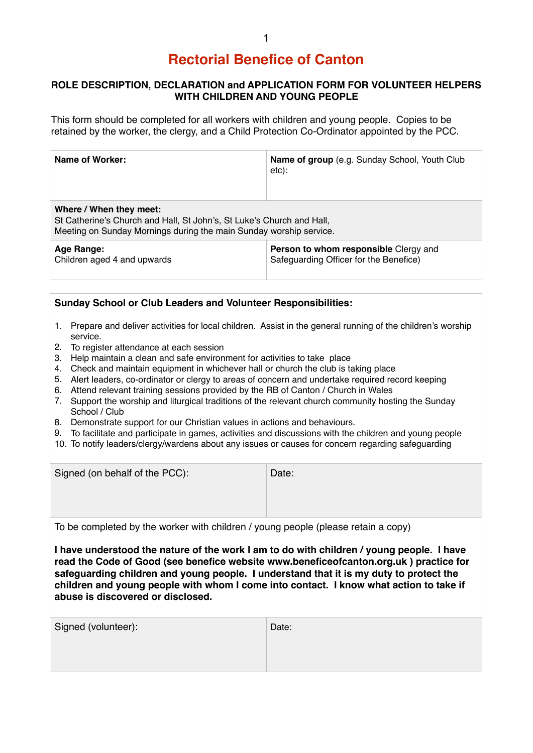# Rectorial Benefice of Canton

**ROLE DESCRIPTION, DECLARATION and APPLICATION FORM FOR VOLUNTEER HELPERS WITH CHILDREN AND YOUNG PEOPLE**

This form should be completed for all workers with children and young people. Copies to be retained by the worker, the clergy, and a Child Protection Co-Ordinator appointed by the PCC.

| **Name of Worker:** | **Name of group** (e.g. Sunday School, Youth Club etc): |
|---|---|
| **Where / When they meet:** St Catherine's Church and Hall, St John's, St Luke's Church and Hall, Meeting on Sunday Mornings during the main Sunday worship service. | |
| **Age Range:** Children aged 4 and upwards | **Person to whom responsible** Clergy and Safeguarding Officer for the Benefice) |

**Sunday School or Club Leaders and Volunteer Responsibilities:**

1. Prepare and deliver activities for local children. Assist in the general running of the children's worship service.
2. To register attendance at each session
3. Help maintain a clean and safe environment for activities to take place
4. Check and maintain equipment in whichever hall or church the club is taking place
5. Alert leaders, co-ordinator or clergy to areas of concern and undertake required record keeping
6. Attend relevant training sessions provided by the RB of Canton / Church in Wales
7. Support the worship and liturgical traditions of the relevant church community hosting the Sunday School / Club
8. Demonstrate support for our Christian values in actions and behaviours.
9. To facilitate and participate in games, activities and discussions with the children and young people
10. To notify leaders/clergy/wardens about any issues or causes for concern regarding safeguarding

| Signed (on behalf of the PCC): | Date: |
|---|---|

To be completed by the worker with children / young people (please retain a copy)

**I have understood the nature of the work I am to do with children / young people. I have read the Code of Good (see benefice website www.beneficeofcanton.org.uk ) practice for safeguarding children and young people. I understand that it is my duty to protect the children and young people with whom I come into contact. I know what action to take if abuse is discovered or disclosed.**

| Signed (volunteer): | Date: |
|---|---|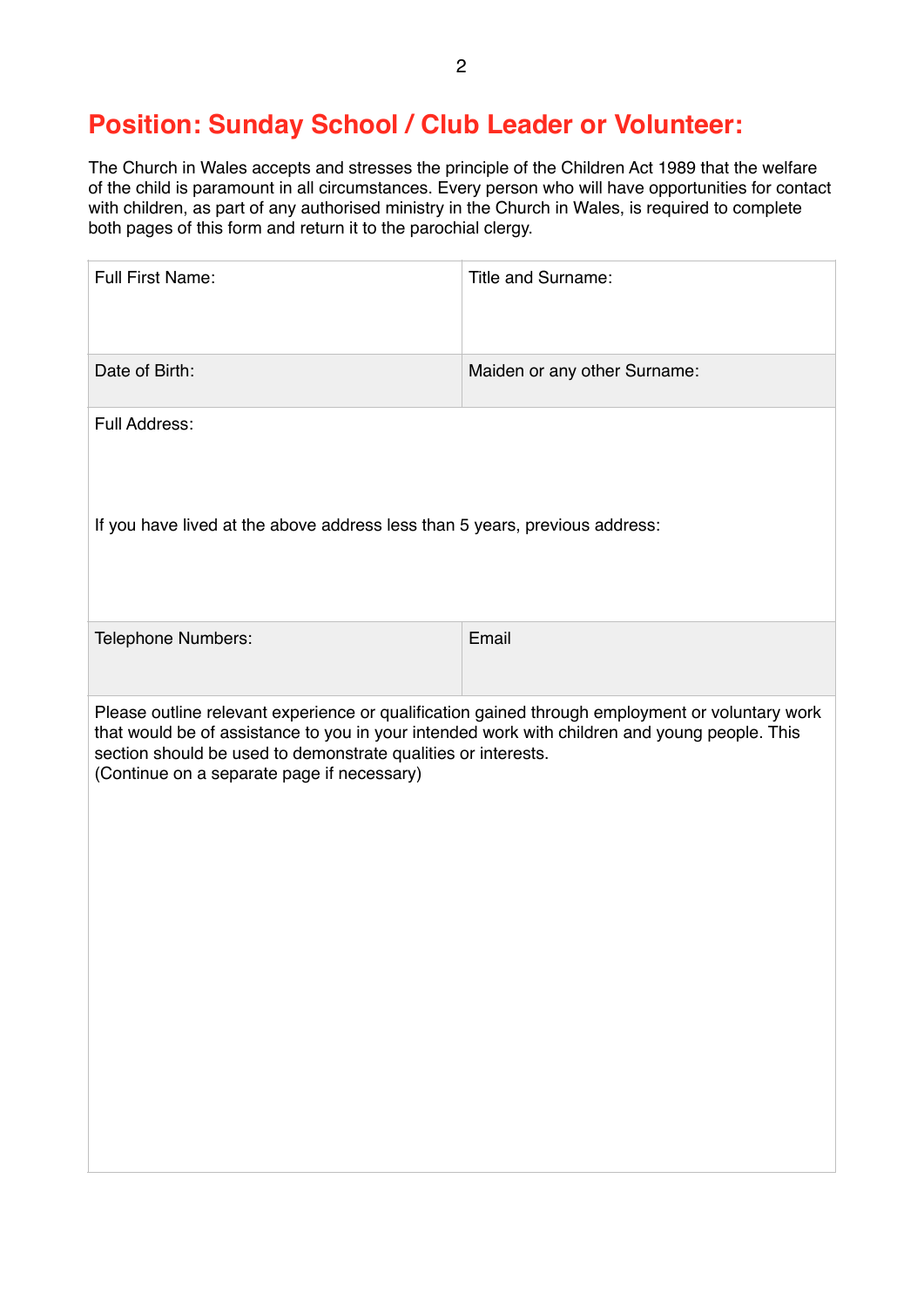# Position: Sunday School / Club Leader or Volunteer:

The Church in Wales accepts and stresses the principle of the Children Act 1989 that the welfare of the child is paramount in all circumstances. Every person who will have opportunities for contact with children, as part of any authorised ministry in the Church in Wales, is required to complete both pages of this form and return it to the parochial clergy.

| Full First Name: | Title and Surname: |
|---|---|
| Date of Birth: | Maiden or any other Surname: |
| Full Address:<br><br>If you have lived at the above address less than 5 years, previous address: | |
| Telephone Numbers: | Email |
| Please outline relevant experience or qualification gained through employment or voluntary work that would be of assistance to you in your intended work with children and young people. This section should be used to demonstrate qualities or interests.<br>(Continue on a separate page if necessary) | |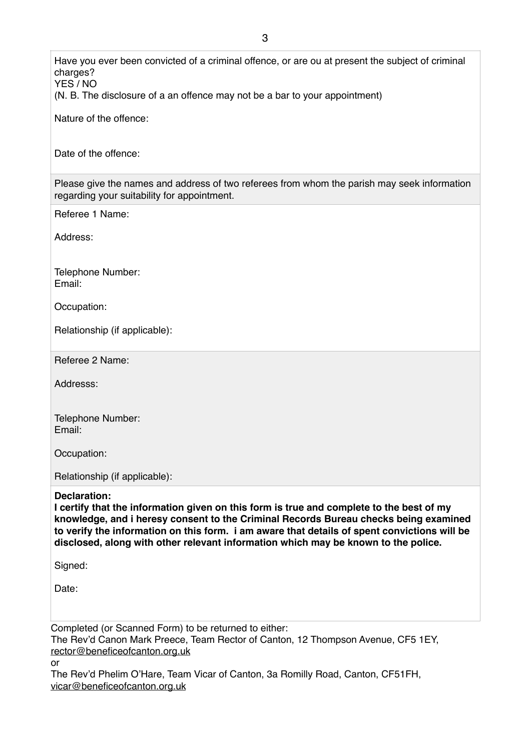Have you ever been convicted of a criminal offence, or are ou at present the subject of criminal charges?
YES / NO
(N. B. The disclosure of a an offence may not be a bar to your appointment)

Nature of the offence:

Date of the offence:

Please give the names and address of two referees from whom the parish may seek information regarding your suitability for appointment.

Referee 1 Name:

Address:

Telephone Number:
Email:

Occupation:

Relationship (if applicable):

Referee 2 Name:

Addresss:

Telephone Number:
Email:

Occupation:

Relationship (if applicable):

**Declaration:**
**I certify that the information given on this form is true and complete to the best of my knowledge, and i heresy consent to the Criminal Records Bureau checks being examined to verify the information on this form. i am aware that details of spent convictions will be disclosed, along with other relevant information which may be known to the police.**

Signed:

Date:

Completed (or Scanned Form) to be returned to either:
The Rev'd Canon Mark Preece, Team Rector of Canton, 12 Thompson Avenue, CF5 1EY, rector@beneficeofcanton.org.uk
or
The Rev'd Phelim O'Hare, Team Vicar of Canton, 3a Romilly Road, Canton, CF51FH, vicar@beneficeofcanton.org.uk